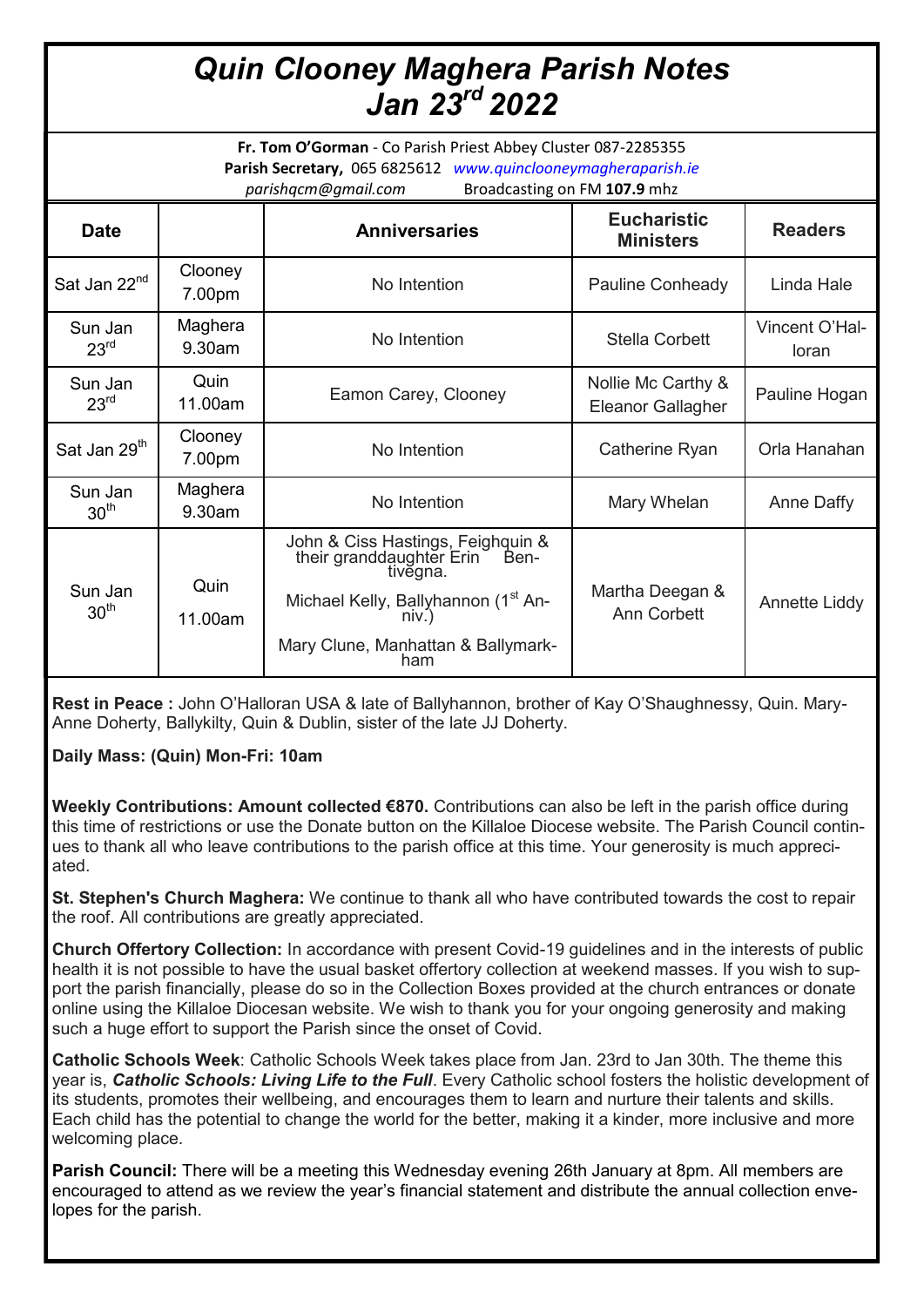# *Quin Clooney Maghera Parish Notes Jan 23rd 2022*

**Fr. Tom O'Gorman** - Co Parish Priest Abbey Cluster 087-2285355
**Parish Secretary,** 065 6825612 *www.quinclooneymagheraparish.ie*
*parishqcm@gmail.com* Broadcasting on FM **107.9** mhz

| Date | | Anniversaries | Eucharistic Ministers | Readers |
|---|---|---|---|---|
| Sat Jan 22nd | Clooney 7.00pm | No Intention | Pauline Conheady | Linda Hale |
| Sun Jan 23rd | Maghera 9.30am | No Intention | Stella Corbett | Vincent O'Halloran |
| Sun Jan 23rd | Quin 11.00am | Eamon Carey, Clooney | Nollie Mc Carthy & Eleanor Gallagher | Pauline Hogan |
| Sat Jan 29th | Clooney 7.00pm | No Intention | Catherine Ryan | Orla Hanahan |
| Sun Jan 30th | Maghera 9.30am | No Intention | Mary Whelan | Anne Daffy |
| Sun Jan 30th | Quin 11.00am | John & Ciss Hastings, Feighquin & their granddaughter Erin Bentivegna. Michael Kelly, Ballyhannon (1st Anniv.) Mary Clune, Manhattan & Ballymarkham | Martha Deegan & Ann Corbett | Annette Liddy |

**Rest in Peace :** John O'Halloran USA & late of Ballyhannon, brother of Kay O'Shaughnessy, Quin. Mary-Anne Doherty, Ballykilty, Quin & Dublin, sister of the late JJ Doherty.

**Daily Mass: (Quin) Mon-Fri: 10am**

**Weekly Contributions: Amount collected €870.** Contributions can also be left in the parish office during this time of restrictions or use the Donate button on the Killaloe Diocese website. The Parish Council continues to thank all who leave contributions to the parish office at this time. Your generosity is much appreciated.

**St. Stephen's Church Maghera:** We continue to thank all who have contributed towards the cost to repair the roof. All contributions are greatly appreciated.

**Church Offertory Collection:** In accordance with present Covid-19 guidelines and in the interests of public health it is not possible to have the usual basket offertory collection at weekend masses. If you wish to support the parish financially, please do so in the Collection Boxes provided at the church entrances or donate online using the Killaloe Diocesan website. We wish to thank you for your ongoing generosity and making such a huge effort to support the Parish since the onset of Covid.

**Catholic Schools Week**: Catholic Schools Week takes place from Jan. 23rd to Jan 30th. The theme this year is, ***Catholic Schools: Living Life to the Full***. Every Catholic school fosters the holistic development of its students, promotes their wellbeing, and encourages them to learn and nurture their talents and skills. Each child has the potential to change the world for the better, making it a kinder, more inclusive and more welcoming place.

**Parish Council:** There will be a meeting this Wednesday evening 26th January at 8pm. All members are encouraged to attend as we review the year's financial statement and distribute the annual collection envelopes for the parish.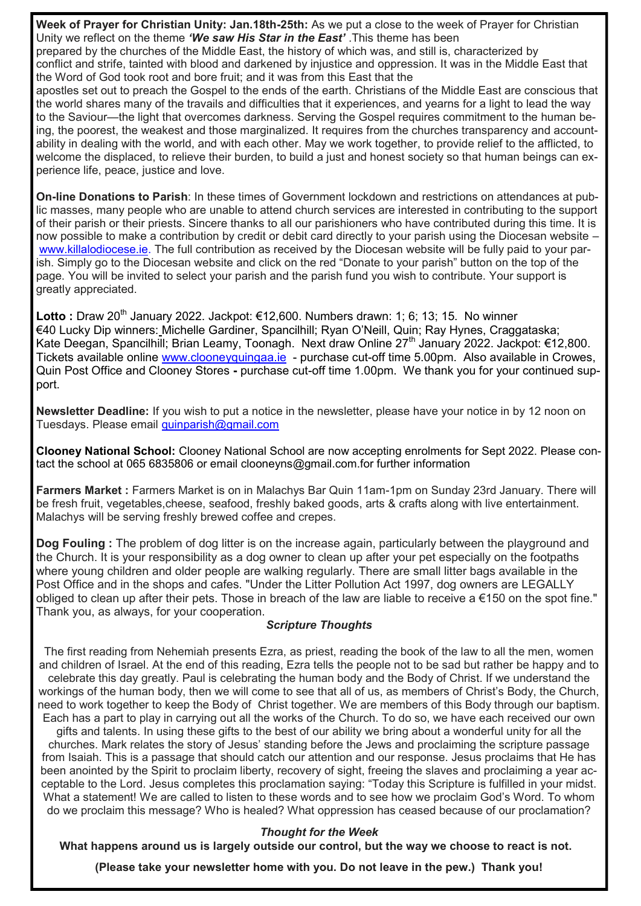**Week of Prayer for Christian Unity: Jan.18th-25th:** As we put a close to the week of Prayer for Christian Unity we reflect on the theme ***'We saw His Star in the East'*** .This theme has been prepared by the churches of the Middle East, the history of which was, and still is, characterized by conflict and strife, tainted with blood and darkened by injustice and oppression. It was in the Middle East that the Word of God took root and bore fruit; and it was from this East that the apostles set out to preach the Gospel to the ends of the earth. Christians of the Middle East are conscious that the world shares many of the travails and difficulties that it experiences, and yearns for a light to lead the way to the Saviour—the light that overcomes darkness. Serving the Gospel requires commitment to the human being, the poorest, the weakest and those marginalized. It requires from the churches transparency and accountability in dealing with the world, and with each other. May we work together, to provide relief to the afflicted, to welcome the displaced, to relieve their burden, to build a just and honest society so that human beings can experience life, peace, justice and love.

**On-line Donations to Parish**: In these times of Government lockdown and restrictions on attendances at public masses, many people who are unable to attend church services are interested in contributing to the support of their parish or their priests. Sincere thanks to all our parishioners who have contributed during this time. It is now possible to make a contribution by credit or debit card directly to your parish using the Diocesan website – www.killalodiocese.ie. The full contribution as received by the Diocesan website will be fully paid to your parish. Simply go to the Diocesan website and click on the red "Donate to your parish" button on the top of the page. You will be invited to select your parish and the parish fund you wish to contribute. Your support is greatly appreciated.

**Lotto :** Draw 20th January 2022. Jackpot: €12,600. Numbers drawn: 1; 6; 13; 15. No winner €40 Lucky Dip winners: Michelle Gardiner, Spancilhill; Ryan O'Neill, Quin; Ray Hynes, Craggataska; Kate Deegan, Spancilhill; Brian Leamy, Toonagh. Next draw Online 27th January 2022. Jackpot: €12,800. Tickets available online www.clooneyquingaa.ie - purchase cut-off time 5.00pm. Also available in Crowes, Quin Post Office and Clooney Stores **-** purchase cut-off time 1.00pm. We thank you for your continued support.

**Newsletter Deadline:** If you wish to put a notice in the newsletter, please have your notice in by 12 noon on Tuesdays. Please email quinparish@gmail.com

**Clooney National School:** Clooney National School are now accepting enrolments for Sept 2022. Please contact the school at 065 6835806 or email clooneyns@gmail.com.for further information

**Farmers Market :** Farmers Market is on in Malachys Bar Quin 11am-1pm on Sunday 23rd January. There will be fresh fruit, vegetables,cheese, seafood, freshly baked goods, arts & crafts along with live entertainment. Malachys will be serving freshly brewed coffee and crepes.

**Dog Fouling :** The problem of dog litter is on the increase again, particularly between the playground and the Church. It is your responsibility as a dog owner to clean up after your pet especially on the footpaths where young children and older people are walking regularly. There are small litter bags available in the Post Office and in the shops and cafes. "Under the Litter Pollution Act 1997, dog owners are LEGALLY obliged to clean up after their pets. Those in breach of the law are liable to receive a €150 on the spot fine." Thank you, as always, for your cooperation.

### *Scripture Thoughts*

The first reading from Nehemiah presents Ezra, as priest, reading the book of the law to all the men, women and children of Israel. At the end of this reading, Ezra tells the people not to be sad but rather be happy and to celebrate this day greatly. Paul is celebrating the human body and the Body of Christ. If we understand the workings of the human body, then we will come to see that all of us, as members of Christ's Body, the Church, need to work together to keep the Body of Christ together. We are members of this Body through our baptism. Each has a part to play in carrying out all the works of the Church. To do so, we have each received our own gifts and talents. In using these gifts to the best of our ability we bring about a wonderful unity for all the churches. Mark relates the story of Jesus' standing before the Jews and proclaiming the scripture passage from Isaiah. This is a passage that should catch our attention and our response. Jesus proclaims that He has been anointed by the Spirit to proclaim liberty, recovery of sight, freeing the slaves and proclaiming a year acceptable to the Lord. Jesus completes this proclamation saying: "Today this Scripture is fulfilled in your midst. What a statement! We are called to listen to these words and to see how we proclaim God's Word. To whom do we proclaim this message? Who is healed? What oppression has ceased because of our proclamation?

### *Thought for the Week*

**What happens around us is largely outside our control, but the way we choose to react is not.**

**(Please take your newsletter home with you. Do not leave in the pew.) Thank you!**